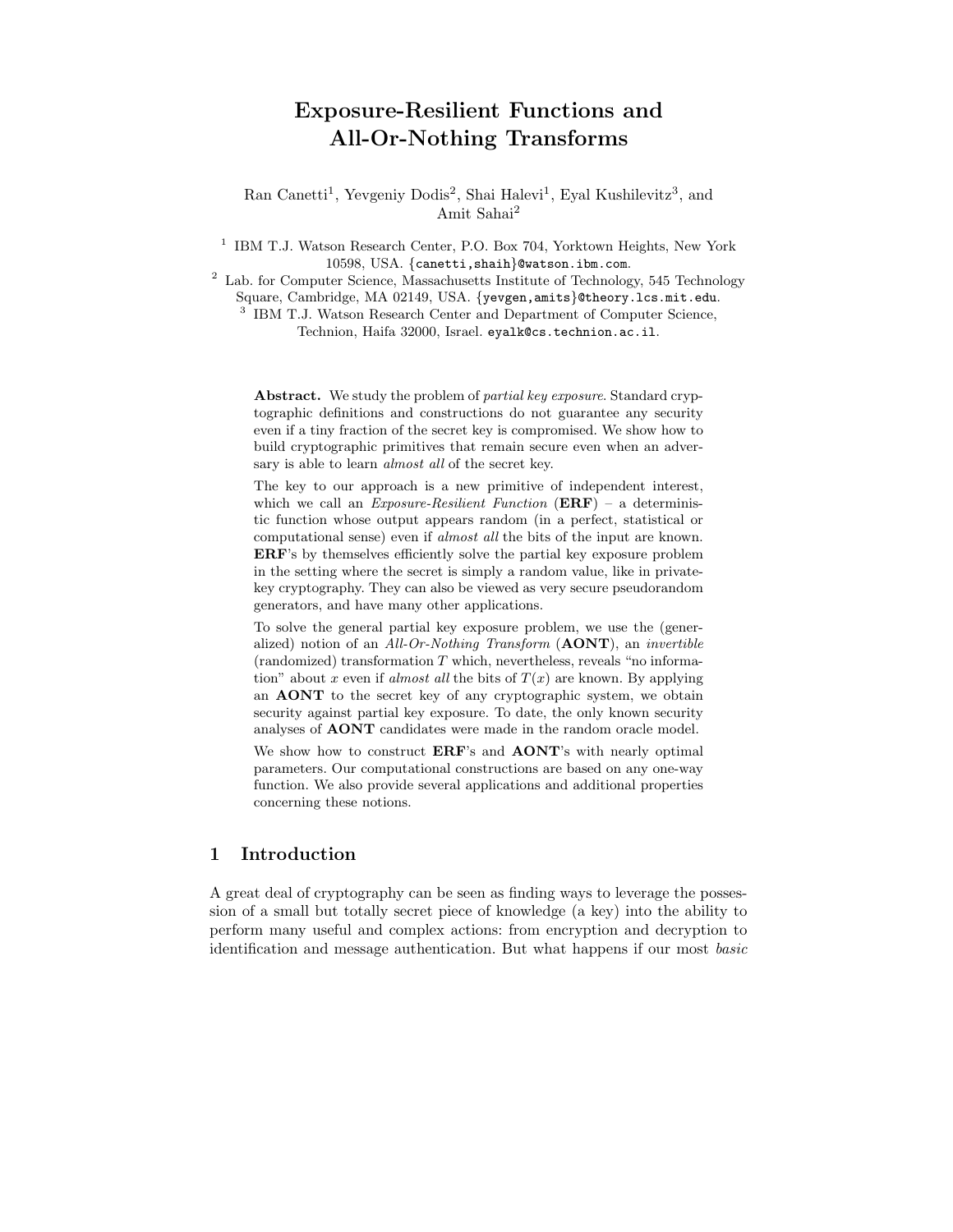# Exposure-Resilient Functions and All-Or-Nothing Transforms

Ran Canetti[1], Yevgeniy Dodis[2], Shai Halevi[1], Eyal Kushilevitz[3], and Amit Sahai[2]

[1] IBM T.J. Watson Research Center, P.O. Box 704, Yorktown Heights, New York 10598, USA. {canetti,shaih}@watson.ibm.com.

[2] Lab. for Computer Science, Massachusetts Institute of Technology, 545 Technology Square, Cambridge, MA 02149, USA. {yevgen,amits}@theory.lcs.mit.edu.

[3] IBM T.J. Watson Research Center and Department of Computer Science, Technion, Haifa 32000, Israel. eyalk@cs.technion.ac.il.

**Abstract.** We study the problem of *partial key exposure*. Standard cryptographic definitions and constructions do not guarantee any security even if a tiny fraction of the secret key is compromised. We show how to build cryptographic primitives that remain secure even when an adversary is able to learn *almost all* of the secret key.

The key to our approach is a new primitive of independent interest, which we call an *Exposure-Resilient Function* (**ERF**) – a deterministic function whose output appears random (in a perfect, statistical or computational sense) even if *almost all* the bits of the input are known. **ERF**'s by themselves efficiently solve the partial key exposure problem in the setting where the secret is simply a random value, like in private-key cryptography. They can also be viewed as very secure pseudorandom generators, and have many other applications.

To solve the general partial key exposure problem, we use the (generalized) notion of an *All-Or-Nothing Transform* (**AONT**), an *invertible* (randomized) transformation $T$ which, nevertheless, reveals "no information" about $x$ even if *almost all* the bits of $T(x)$ are known. By applying an **AONT** to the secret key of any cryptographic system, we obtain security against partial key exposure. To date, the only known security analyses of **AONT** candidates were made in the random oracle model.

We show how to construct **ERF**'s and **AONT**'s with nearly optimal parameters. Our computational constructions are based on any one-way function. We also provide several applications and additional properties concerning these notions.

## 1 Introduction

A great deal of cryptography can be seen as finding ways to leverage the possession of a small but totally secret piece of knowledge (a key) into the ability to perform many useful and complex actions: from encryption and decryption to identification and message authentication. But what happens if our most *basic*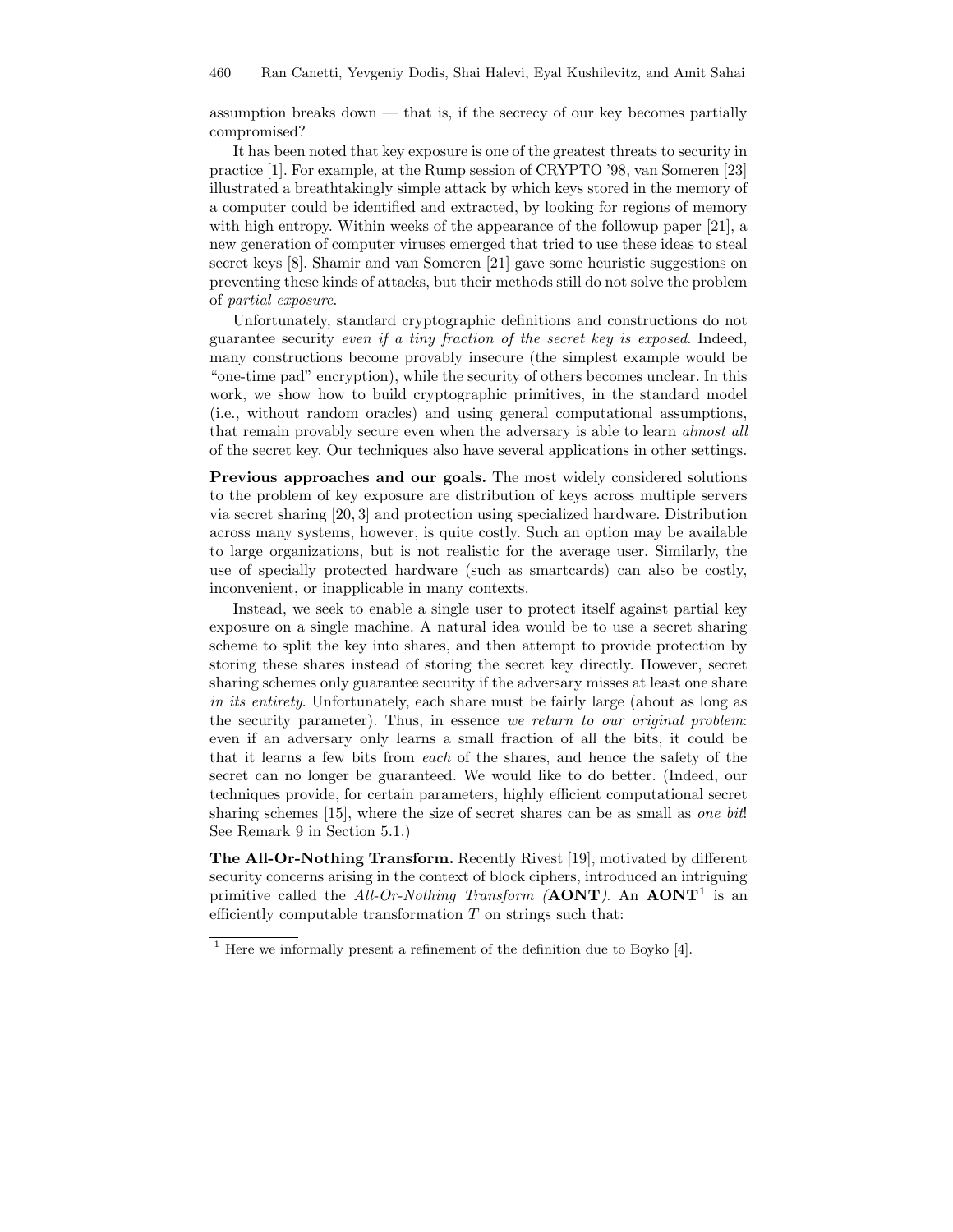assumption breaks down — that is, if the secrecy of our key becomes partially compromised?

It has been noted that key exposure is one of the greatest threats to security in practice [1]. For example, at the Rump session of CRYPTO '98, van Someren [23] illustrated a breathtakingly simple attack by which keys stored in the memory of a computer could be identified and extracted, by looking for regions of memory with high entropy. Within weeks of the appearance of the followup paper [21], a new generation of computer viruses emerged that tried to use these ideas to steal secret keys [8]. Shamir and van Someren [21] gave some heuristic suggestions on preventing these kinds of attacks, but their methods still do not solve the problem of *partial exposure*.

Unfortunately, standard cryptographic definitions and constructions do not guarantee security *even if a tiny fraction of the secret key is exposed*. Indeed, many constructions become provably insecure (the simplest example would be "one-time pad" encryption), while the security of others becomes unclear. In this work, we show how to build cryptographic primitives, in the standard model (i.e., without random oracles) and using general computational assumptions, that remain provably secure even when the adversary is able to learn *almost all* of the secret key. Our techniques also have several applications in other settings.

**Previous approaches and our goals.** The most widely considered solutions to the problem of key exposure are distribution of keys across multiple servers via secret sharing [20, 3] and protection using specialized hardware. Distribution across many systems, however, is quite costly. Such an option may be available to large organizations, but is not realistic for the average user. Similarly, the use of specially protected hardware (such as smartcards) can also be costly, inconvenient, or inapplicable in many contexts.

Instead, we seek to enable a single user to protect itself against partial key exposure on a single machine. A natural idea would be to use a secret sharing scheme to split the key into shares, and then attempt to provide protection by storing these shares instead of storing the secret key directly. However, secret sharing schemes only guarantee security if the adversary misses at least one share *in its entirety*. Unfortunately, each share must be fairly large (about as long as the security parameter). Thus, in essence *we return to our original problem*: even if an adversary only learns a small fraction of all the bits, it could be that it learns a few bits from *each* of the shares, and hence the safety of the secret can no longer be guaranteed. We would like to do better. (Indeed, our techniques provide, for certain parameters, highly efficient computational secret sharing schemes [15], where the size of secret shares can be as small as *one bit*! See Remark 9 in Section 5.1.)

**The All-Or-Nothing Transform.** Recently Rivest [19], motivated by different security concerns arising in the context of block ciphers, introduced an intriguing primitive called the *All-Or-Nothing Transform (***AONT***)*. An **AONT**[1] is an efficiently computable transformation $T$ on strings such that:

[1] Here we informally present a refinement of the definition due to Boyko [4].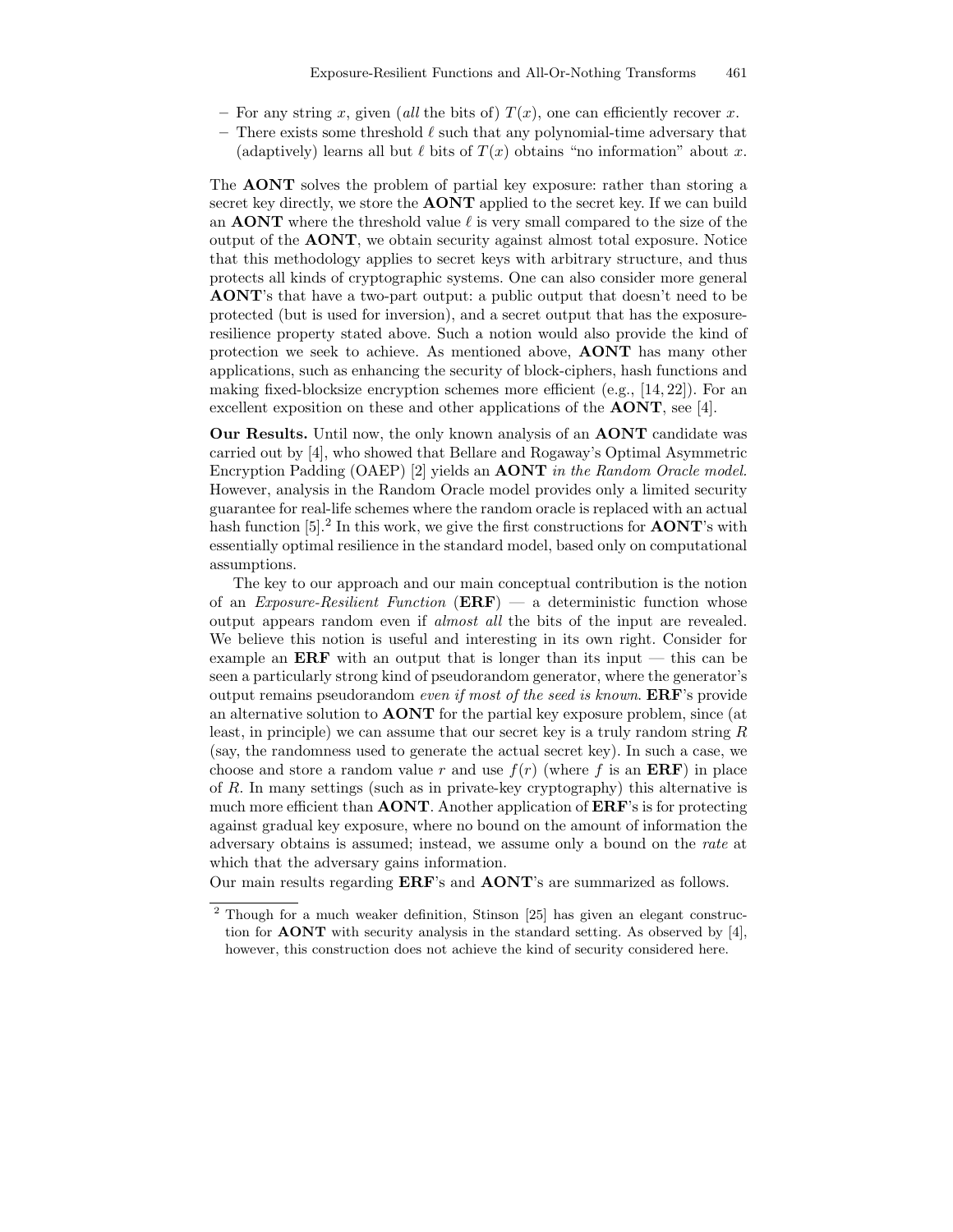– For any string $x$, given (*all* the bits of) $T(x)$, one can efficiently recover $x$.
– There exists some threshold $\ell$ such that any polynomial-time adversary that (adaptively) learns all but $\ell$ bits of $T(x)$ obtains "no information" about $x$.

The **AONT** solves the problem of partial key exposure: rather than storing a secret key directly, we store the **AONT** applied to the secret key. If we can build an **AONT** where the threshold value $\ell$ is very small compared to the size of the output of the **AONT**, we obtain security against almost total exposure. Notice that this methodology applies to secret keys with arbitrary structure, and thus protects all kinds of cryptographic systems. One can also consider more general **AONT**'s that have a two-part output: a public output that doesn't need to be protected (but is used for inversion), and a secret output that has the exposure-resilience property stated above. Such a notion would also provide the kind of protection we seek to achieve. As mentioned above, **AONT** has many other applications, such as enhancing the security of block-ciphers, hash functions and making fixed-blocksize encryption schemes more efficient (e.g., [14, 22]). For an excellent exposition on these and other applications of the **AONT**, see [4].

**Our Results.** Until now, the only known analysis of an **AONT** candidate was carried out by [4], who showed that Bellare and Rogaway's Optimal Asymmetric Encryption Padding (OAEP) [2] yields an **AONT** *in the Random Oracle model.* However, analysis in the Random Oracle model provides only a limited security guarantee for real-life schemes where the random oracle is replaced with an actual hash function [5].[2] In this work, we give the first constructions for **AONT**'s with essentially optimal resilience in the standard model, based only on computational assumptions.

The key to our approach and our main conceptual contribution is the notion of an *Exposure-Resilient Function* (**ERF**) — a deterministic function whose output appears random even if *almost all* the bits of the input are revealed. We believe this notion is useful and interesting in its own right. Consider for example an **ERF** with an output that is longer than its input — this can be seen a particularly strong kind of pseudorandom generator, where the generator's output remains pseudorandom *even if most of the seed is known.* **ERF**'s provide an alternative solution to **AONT** for the partial key exposure problem, since (at least, in principle) we can assume that our secret key is a truly random string $R$ (say, the randomness used to generate the actual secret key). In such a case, we choose and store a random value $r$ and use $f(r)$ (where $f$ is an **ERF**) in place of $R$. In many settings (such as in private-key cryptography) this alternative is much more efficient than **AONT**. Another application of **ERF**'s is for protecting against gradual key exposure, where no bound on the amount of information the adversary obtains is assumed; instead, we assume only a bound on the *rate* at which that the adversary gains information.

Our main results regarding **ERF**'s and **AONT**'s are summarized as follows.

[2] Though for a much weaker definition, Stinson [25] has given an elegant construction for **AONT** with security analysis in the standard setting. As observed by [4], however, this construction does not achieve the kind of security considered here.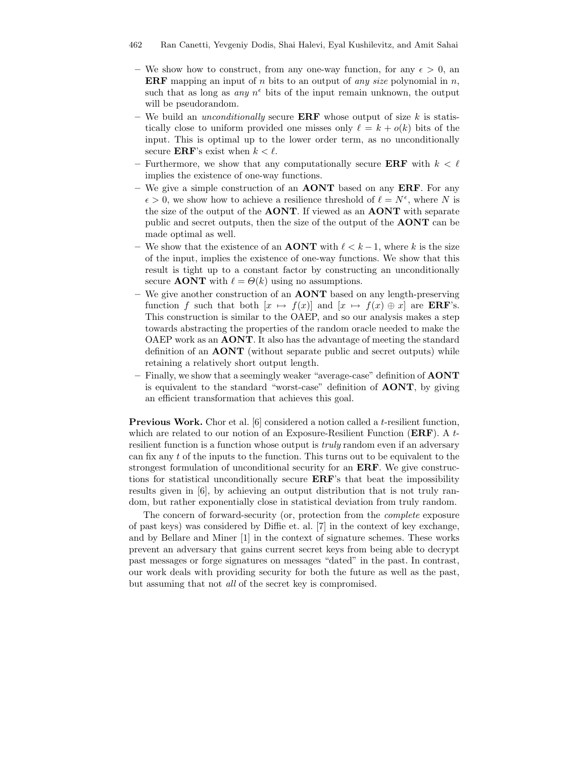- We show how to construct, from any one-way function, for any $\epsilon > 0$, an **ERF** mapping an input of $n$ bits to an output of *any size* polynomial in $n$, such that as long as *any* $n^\epsilon$ bits of the input remain unknown, the output will be pseudorandom.
- We build an *unconditionally* secure **ERF** whose output of size $k$ is statistically close to uniform provided one misses only $\ell = k + o(k)$ bits of the input. This is optimal up to the lower order term, as no unconditionally secure **ERF**'s exist when $k < \ell$.
- Furthermore, we show that any computationally secure **ERF** with $k < \ell$ implies the existence of one-way functions.
- We give a simple construction of an **AONT** based on any **ERF**. For any $\epsilon > 0$, we show how to achieve a resilience threshold of $\ell = N^\epsilon$, where $N$ is the size of the output of the **AONT**. If viewed as an **AONT** with separate public and secret outputs, then the size of the output of the **AONT** can be made optimal as well.
- We show that the existence of an **AONT** with $\ell < k - 1$, where $k$ is the size of the input, implies the existence of one-way functions. We show that this result is tight up to a constant factor by constructing an unconditionally secure **AONT** with $\ell = \Theta(k)$ using no assumptions.
- We give another construction of an **AONT** based on any length-preserving function $f$ such that both $[x \mapsto f(x)]$ and $[x \mapsto f(x) \oplus x]$ are **ERF**'s. This construction is similar to the OAEP, and so our analysis makes a step towards abstracting the properties of the random oracle needed to make the OAEP work as an **AONT**. It also has the advantage of meeting the standard definition of an **AONT** (without separate public and secret outputs) while retaining a relatively short output length.
- Finally, we show that a seemingly weaker "average-case" definition of **AONT** is equivalent to the standard "worst-case" definition of **AONT**, by giving an efficient transformation that achieves this goal.

**Previous Work.** Chor et al. [6] considered a notion called a $t$-resilient function, which are related to our notion of an Exposure-Resilient Function (**ERF**). A $t$-resilient function is a function whose output is *truly* random even if an adversary can fix any $t$ of the inputs to the function. This turns out to be equivalent to the strongest formulation of unconditional security for an **ERF**. We give constructions for statistical unconditionally secure **ERF**'s that beat the impossibility results given in [6], by achieving an output distribution that is not truly random, but rather exponentially close in statistical deviation from truly random.

The concern of forward-security (or, protection from the *complete* exposure of past keys) was considered by Diffie et. al. [7] in the context of key exchange, and by Bellare and Miner [1] in the context of signature schemes. These works prevent an adversary that gains current secret keys from being able to decrypt past messages or forge signatures on messages "dated" in the past. In contrast, our work deals with providing security for both the future as well as the past, but assuming that not *all* of the secret key is compromised.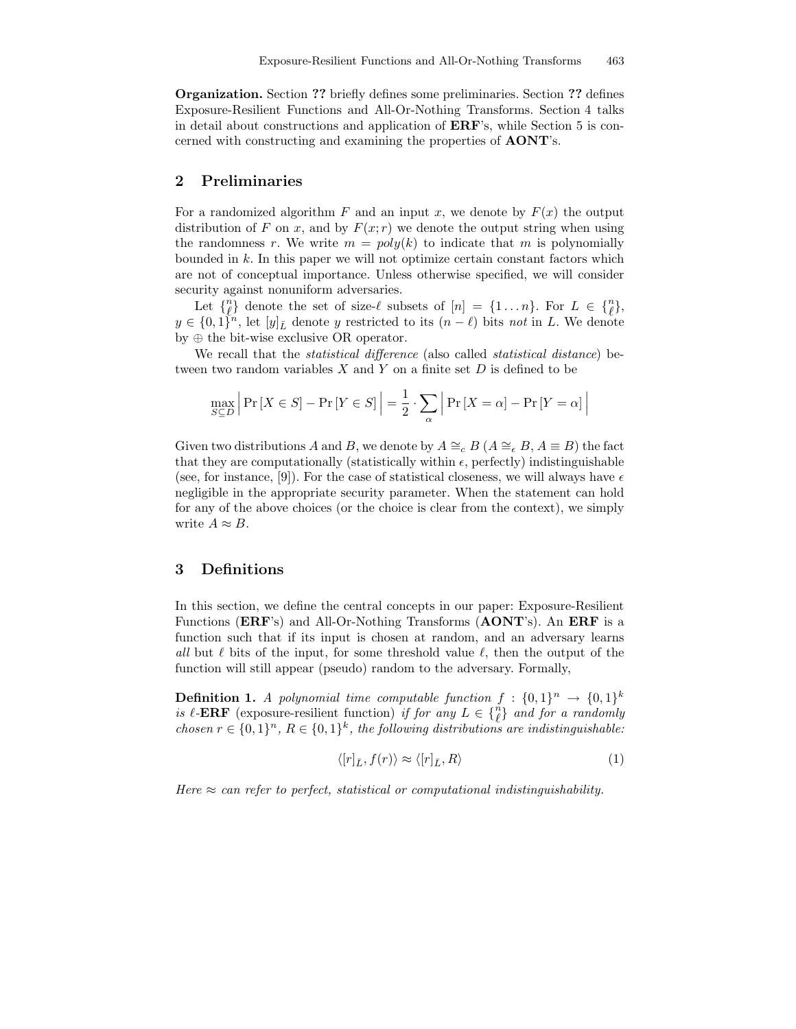**Organization.** Section **??** briefly defines some preliminaries. Section **??** defines Exposure-Resilient Functions and All-Or-Nothing Transforms. Section 4 talks in detail about constructions and application of **ERF**'s, while Section 5 is concerned with constructing and examining the properties of **AONT**'s.

## 2 Preliminaries

For a randomized algorithm $F$ and an input $x$, we denote by $F(x)$ the output distribution of $F$ on $x$, and by $F(x;r)$ we denote the output string when using the randomness $r$. We write $m = poly(k)$ to indicate that $m$ is polynomially bounded in $k$. In this paper we will not optimize certain constant factors which are not of conceptual importance. Unless otherwise specified, we will consider security against nonuniform adversaries.

Let $\binom{n}{\ell}$ denote the set of size-$\ell$ subsets of $[n] = \{1 \dots n\}$. For $L \in \binom{n}{\ell}$, $y \in \{0,1\}^n$, let $[y]_{\bar{L}}$ denote $y$ restricted to its $(n-\ell)$ bits *not* in $L$. We denote by $\oplus$ the bit-wise exclusive OR operator.

We recall that the *statistical difference* (also called *statistical distance*) between two random variables $X$ and $Y$ on a finite set $D$ is defined to be

$$\max_{S \subseteq D} \Big| \Pr[X \in S] - \Pr[Y \in S] \Big| = \frac{1}{2} \cdot \sum_{\alpha} \Big| \Pr[X = \alpha] - \Pr[Y = \alpha] \Big|$$

Given two distributions $A$ and $B$, we denote by $A \cong_c B$ ($A \cong_\epsilon B$, $A \equiv B$) the fact that they are computationally (statistically within $\epsilon$, perfectly) indistinguishable (see, for instance, [9]). For the case of statistical closeness, we will always have $\epsilon$ negligible in the appropriate security parameter. When the statement can hold for any of the above choices (or the choice is clear from the context), we simply write $A \approx B$.

## 3 Definitions

In this section, we define the central concepts in our paper: Exposure-Resilient Functions (**ERF**'s) and All-Or-Nothing Transforms (**AONT**'s). An **ERF** is a function such that if its input is chosen at random, and an adversary learns *all* but $\ell$ bits of the input, for some threshold value $\ell$, then the output of the function will still appear (pseudo) random to the adversary. Formally,

**Definition 1.** *A polynomial time computable function $f : \{0,1\}^n \to \{0,1\}^k$ is $\ell$-**ERF** (exposure-resilient function) if for any $L \in \binom{n}{\ell}$ and for a randomly chosen $r \in \{0,1\}^n$, $R \in \{0,1\}^k$, the following distributions are indistinguishable:*

$$\langle [r]_{\bar{L}}, f(r) \rangle \approx \langle [r]_{\bar{L}}, R \rangle \tag{1}$$

*Here $\approx$ can refer to perfect, statistical or computational indistinguishability.*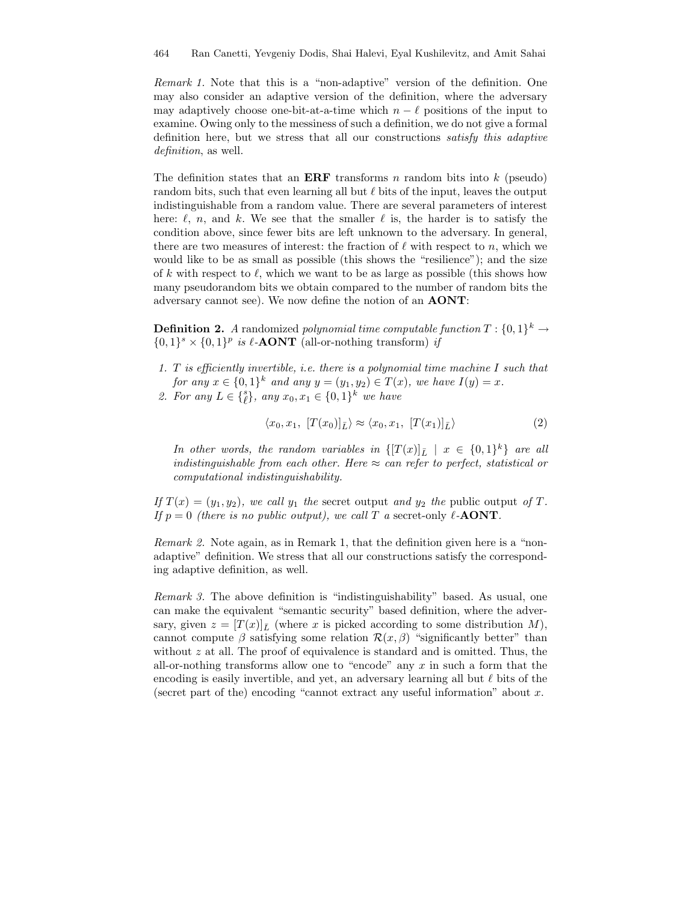*Remark 1.* Note that this is a "non-adaptive" version of the definition. One may also consider an adaptive version of the definition, where the adversary may adaptively choose one-bit-at-a-time which $n - \ell$ positions of the input to examine. Owing only to the messiness of such a definition, we do not give a formal definition here, but we stress that all our constructions *satisfy this adaptive definition*, as well.

The definition states that an **ERF** transforms $n$ random bits into $k$ (pseudo) random bits, such that even learning all but $\ell$ bits of the input, leaves the output indistinguishable from a random value. There are several parameters of interest here: $\ell$, $n$, and $k$. We see that the smaller $\ell$ is, the harder is to satisfy the condition above, since fewer bits are left unknown to the adversary. In general, there are two measures of interest: the fraction of $\ell$ with respect to $n$, which we would like to be as small as possible (this shows the "resilience"); and the size of $k$ with respect to $\ell$, which we want to be as large as possible (this shows how many pseudorandom bits we obtain compared to the number of random bits the adversary cannot see). We now define the notion of an **AONT**:

**Definition 2.** *A* randomized *polynomial time computable function $T : \{0,1\}^k \to \{0,1\}^s \times \{0,1\}^p$ is $\ell$-**AONT*** (all-or-nothing transform) *if*

1. *$T$ is efficiently invertible, i.e. there is a polynomial time machine $I$ such that for any $x \in \{0,1\}^k$ and any $y = (y_1, y_2) \in T(x)$, we have $I(y) = x$.*
2. *For any $L \in \{{s \atop \ell}\}$, any $x_0, x_1 \in \{0,1\}^k$ we have*

$$\langle x_0, x_1,\ [T(x_0)]_{\bar{L}} \rangle \approx \langle x_0, x_1,\ [T(x_1)]_{\bar{L}} \rangle \tag{2}$$

*In other words, the random variables in $\{[T(x)]_{\bar{L}} \mid x \in \{0,1\}^k\}$ are all indistinguishable from each other. Here $\approx$ can refer to perfect, statistical or computational indistinguishability.*

*If $T(x) = (y_1, y_2)$, we call $y_1$ the* secret output *and $y_2$ the* public output *of $T$. If $p = 0$ (there is no public output), we call $T$ a* secret-only *$\ell$-**AONT**.*

*Remark 2.* Note again, as in Remark 1, that the definition given here is a "non-adaptive" definition. We stress that all our constructions satisfy the corresponding adaptive definition, as well.

*Remark 3.* The above definition is "indistinguishability" based. As usual, one can make the equivalent "semantic security" based definition, where the adversary, given $z = [T(x)]_{\bar{L}}$ (where $x$ is picked according to some distribution $M$), cannot compute $\beta$ satisfying some relation $\mathcal{R}(x, \beta)$ "significantly better" than without $z$ at all. The proof of equivalence is standard and is omitted. Thus, the all-or-nothing transforms allow one to "encode" any $x$ in such a form that the encoding is easily invertible, and yet, an adversary learning all but $\ell$ bits of the (secret part of the) encoding "cannot extract any useful information" about $x$.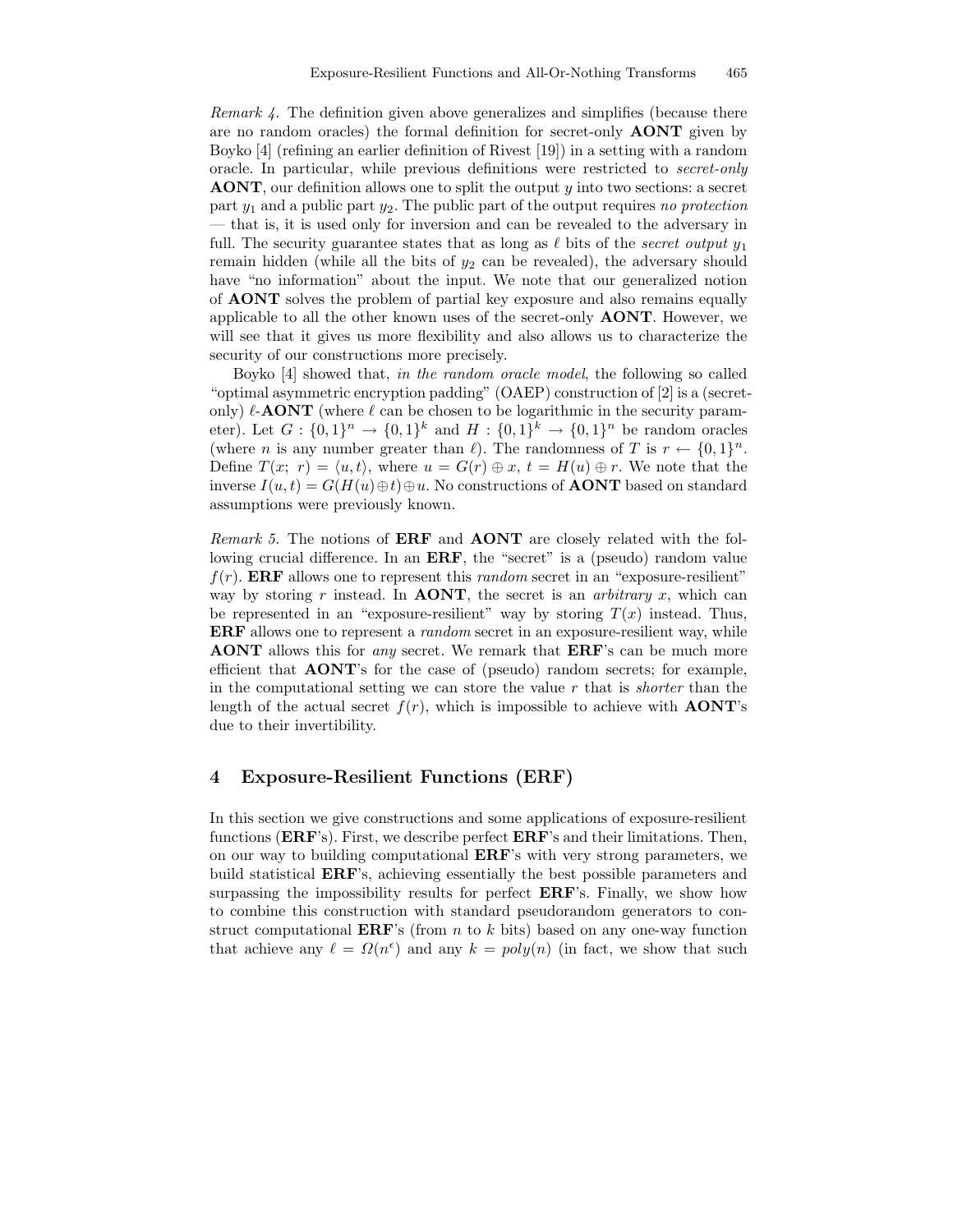*Remark 4.* The definition given above generalizes and simplifies (because there are no random oracles) the formal definition for secret-only **AONT** given by Boyko [4] (refining an earlier definition of Rivest [19]) in a setting with a random oracle. In particular, while previous definitions were restricted to *secret-only* **AONT**, our definition allows one to split the output $y$ into two sections: a secret part $y_1$ and a public part $y_2$. The public part of the output requires *no protection* — that is, it is used only for inversion and can be revealed to the adversary in full. The security guarantee states that as long as $\ell$ bits of the *secret output* $y_1$ remain hidden (while all the bits of $y_2$ can be revealed), the adversary should have "no information" about the input. We note that our generalized notion of **AONT** solves the problem of partial key exposure and also remains equally applicable to all the other known uses of the secret-only **AONT**. However, we will see that it gives us more flexibility and also allows us to characterize the security of our constructions more precisely.

Boyko [4] showed that, *in the random oracle model*, the following so called "optimal asymmetric encryption padding" (OAEP) construction of [2] is a (secret-only) $\ell$-**AONT** (where $\ell$ can be chosen to be logarithmic in the security parameter). Let $G : \{0,1\}^n \rightarrow \{0,1\}^k$ and $H : \{0,1\}^k \rightarrow \{0,1\}^n$ be random oracles (where $n$ is any number greater than $\ell$). The randomness of $T$ is $r \leftarrow \{0,1\}^n$. Define $T(x;\ r) = \langle u, t\rangle$, where $u = G(r) \oplus x$, $t = H(u) \oplus r$. We note that the inverse $I(u,t) = G(H(u) \oplus t) \oplus u$. No constructions of **AONT** based on standard assumptions were previously known.

*Remark 5.* The notions of **ERF** and **AONT** are closely related with the following crucial difference. In an **ERF**, the "secret" is a (pseudo) random value $f(r)$. **ERF** allows one to represent this *random* secret in an "exposure-resilient" way by storing $r$ instead. In **AONT**, the secret is an *arbitrary* $x$, which can be represented in an "exposure-resilient" way by storing $T(x)$ instead. Thus, **ERF** allows one to represent a *random* secret in an exposure-resilient way, while **AONT** allows this for *any* secret. We remark that **ERF**'s can be much more efficient that **AONT**'s for the case of (pseudo) random secrets; for example, in the computational setting we can store the value $r$ that is *shorter* than the length of the actual secret $f(r)$, which is impossible to achieve with **AONT**'s due to their invertibility.

## 4 Exposure-Resilient Functions (ERF)

In this section we give constructions and some applications of exposure-resilient functions (**ERF**'s). First, we describe perfect **ERF**'s and their limitations. Then, on our way to building computational **ERF**'s with very strong parameters, we build statistical **ERF**'s, achieving essentially the best possible parameters and surpassing the impossibility results for perfect **ERF**'s. Finally, we show how to combine this construction with standard pseudorandom generators to construct computational **ERF**'s (from $n$ to $k$ bits) based on any one-way function that achieve any $\ell = \Omega(n^{\epsilon})$ and any $k = poly(n)$ (in fact, we show that such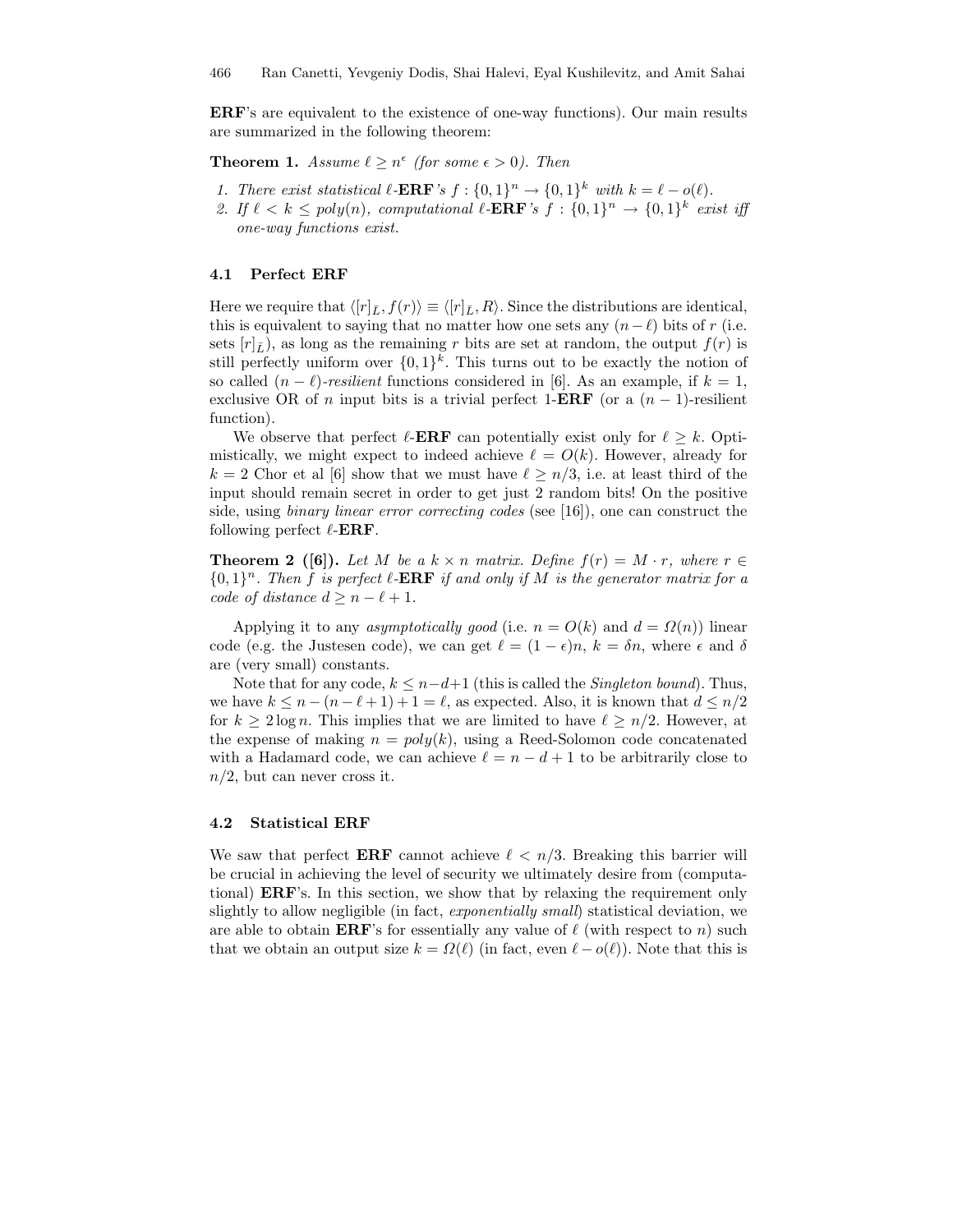**ERF**'s are equivalent to the existence of one-way functions). Our main results are summarized in the following theorem:

**Theorem 1.** *Assume $\ell \geq n^\epsilon$ (for some $\epsilon > 0$). Then*

1. *There exist statistical $\ell$-**ERF**'s $f : \{0,1\}^n \to \{0,1\}^k$ with $k = \ell - o(\ell)$.*
2. *If $\ell < k \leq poly(n)$, computational $\ell$-**ERF**'s $f : \{0,1\}^n \to \{0,1\}^k$ exist iff one-way functions exist.*

### 4.1 Perfect ERF

Here we require that $\langle [r]_{\bar{L}}, f(r) \rangle \equiv \langle [r]_{\bar{L}}, R \rangle$. Since the distributions are identical, this is equivalent to saying that no matter how one sets any $(n - \ell)$ bits of $r$ (i.e. sets $[r]_{\bar{L}}$), as long as the remaining $r$ bits are set at random, the output $f(r)$ is still perfectly uniform over $\{0,1\}^k$. This turns out to be exactly the notion of so called $(n - \ell)$-*resilient* functions considered in [6]. As an example, if $k = 1$, exclusive OR of $n$ input bits is a trivial perfect 1-**ERF** (or a $(n-1)$-resilient function).

We observe that perfect $\ell$-**ERF** can potentially exist only for $\ell \geq k$. Optimistically, we might expect to indeed achieve $\ell = O(k)$. However, already for $k = 2$ Chor et al [6] show that we must have $\ell \geq n/3$, i.e. at least third of the input should remain secret in order to get just 2 random bits! On the positive side, using *binary linear error correcting codes* (see [16]), one can construct the following perfect $\ell$-**ERF**.

**Theorem 2 ([6]).** *Let $M$ be a $k \times n$ matrix. Define $f(r) = M \cdot r$, where $r \in \{0,1\}^n$. Then $f$ is perfect $\ell$-**ERF** if and only if $M$ is the generator matrix for a code of distance $d \geq n - \ell + 1$.*

Applying it to any *asymptotically good* (i.e. $n = O(k)$ and $d = \Omega(n)$) linear code (e.g. the Justesen code), we can get $\ell = (1 - \epsilon)n$, $k = \delta n$, where $\epsilon$ and $\delta$ are (very small) constants.

Note that for any code, $k \leq n - d + 1$ (this is called the *Singleton bound*). Thus, we have $k \leq n - (n - \ell + 1) + 1 = \ell$, as expected. Also, it is known that $d \leq n/2$ for $k \geq 2 \log n$. This implies that we are limited to have $\ell \geq n/2$. However, at the expense of making $n = poly(k)$, using a Reed-Solomon code concatenated with a Hadamard code, we can achieve $\ell = n - d + 1$ to be arbitrarily close to $n/2$, but can never cross it.

### 4.2 Statistical ERF

We saw that perfect **ERF** cannot achieve $\ell < n/3$. Breaking this barrier will be crucial in achieving the level of security we ultimately desire from (computational) **ERF**'s. In this section, we show that by relaxing the requirement only slightly to allow negligible (in fact, *exponentially small*) statistical deviation, we are able to obtain **ERF**'s for essentially any value of $\ell$ (with respect to $n$) such that we obtain an output size $k = \Omega(\ell)$ (in fact, even $\ell - o(\ell)$). Note that this is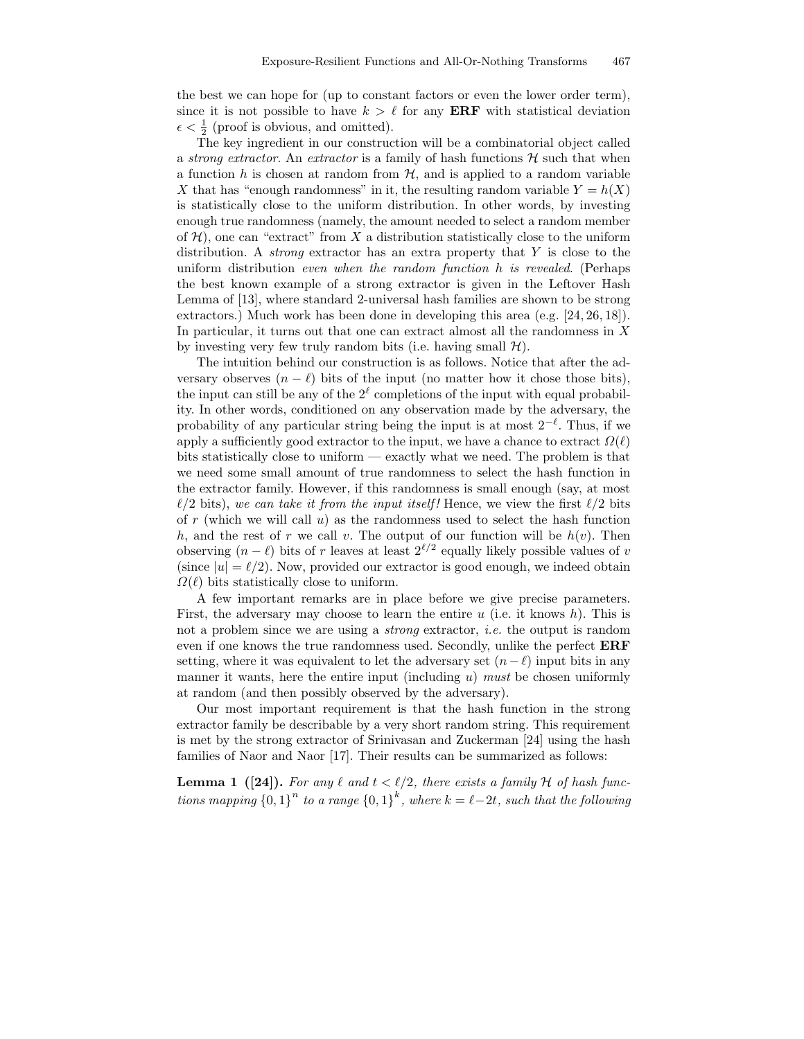the best we can hope for (up to constant factors or even the lower order term), since it is not possible to have $k > \ell$ for any **ERF** with statistical deviation $\epsilon < \frac{1}{2}$ (proof is obvious, and omitted).

The key ingredient in our construction will be a combinatorial object called a *strong extractor*. An *extractor* is a family of hash functions $\mathcal{H}$ such that when a function $h$ is chosen at random from $\mathcal{H}$, and is applied to a random variable $X$ that has "enough randomness" in it, the resulting random variable $Y = h(X)$ is statistically close to the uniform distribution. In other words, by investing enough true randomness (namely, the amount needed to select a random member of $\mathcal{H}$), one can "extract" from $X$ a distribution statistically close to the uniform distribution. A *strong* extractor has an extra property that $Y$ is close to the uniform distribution *even when the random function h is revealed*. (Perhaps the best known example of a strong extractor is given in the Leftover Hash Lemma of [13], where standard 2-universal hash families are shown to be strong extractors.) Much work has been done in developing this area (e.g. [24, 26, 18]). In particular, it turns out that one can extract almost all the randomness in $X$ by investing very few truly random bits (i.e. having small $\mathcal{H}$).

The intuition behind our construction is as follows. Notice that after the adversary observes $(n - \ell)$ bits of the input (no matter how it chose those bits), the input can still be any of the $2^\ell$ completions of the input with equal probability. In other words, conditioned on any observation made by the adversary, the probability of any particular string being the input is at most $2^{-\ell}$. Thus, if we apply a sufficiently good extractor to the input, we have a chance to extract $\Omega(\ell)$ bits statistically close to uniform — exactly what we need. The problem is that we need some small amount of true randomness to select the hash function in the extractor family. However, if this randomness is small enough (say, at most $\ell/2$ bits), *we can take it from the input itself!* Hence, we view the first $\ell/2$ bits of $r$ (which we will call $u$) as the randomness used to select the hash function $h$, and the rest of $r$ we call $v$. The output of our function will be $h(v)$. Then observing $(n - \ell)$ bits of $r$ leaves at least $2^{\ell/2}$ equally likely possible values of $v$ (since $|u| = \ell/2$). Now, provided our extractor is good enough, we indeed obtain $\Omega(\ell)$ bits statistically close to uniform.

A few important remarks are in place before we give precise parameters. First, the adversary may choose to learn the entire $u$ (i.e. it knows $h$). This is not a problem since we are using a *strong* extractor, *i.e.* the output is random even if one knows the true randomness used. Secondly, unlike the perfect **ERF** setting, where it was equivalent to let the adversary set $(n - \ell)$ input bits in any manner it wants, here the entire input (including $u$) *must* be chosen uniformly at random (and then possibly observed by the adversary).

Our most important requirement is that the hash function in the strong extractor family be describable by a very short random string. This requirement is met by the strong extractor of Srinivasan and Zuckerman [24] using the hash families of Naor and Naor [17]. Their results can be summarized as follows:

**Lemma 1 ([24]).** *For any $\ell$ and $t < \ell/2$, there exists a family $\mathcal{H}$ of hash functions mapping $\{0,1\}^n$ to a range $\{0,1\}^k$, where $k = \ell - 2t$, such that the following*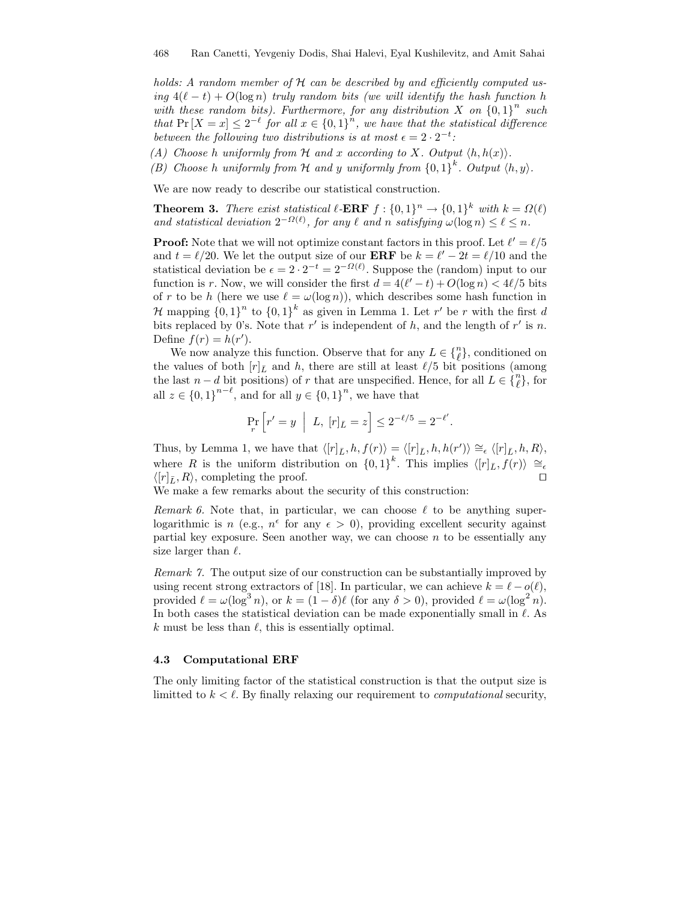*holds: A random member of $\mathcal{H}$ can be described by and efficiently computed using $4(\ell - t) + O(\log n)$ truly random bits (we will identify the hash function $h$ with these random bits). Furthermore, for any distribution $X$ on $\{0,1\}^n$ such that $\Pr[X = x] \leq 2^{-\ell}$ for all $x \in \{0,1\}^n$, we have that the statistical difference between the following two distributions is at most $\epsilon = 2 \cdot 2^{-t}$:*

*(A) Choose $h$ uniformly from $\mathcal{H}$ and $x$ according to $X$. Output $\langle h, h(x) \rangle$.*

*(B) Choose $h$ uniformly from $\mathcal{H}$ and $y$ uniformly from $\{0,1\}^k$. Output $\langle h, y \rangle$.*

We are now ready to describe our statistical construction.

**Theorem 3.** *There exist statistical $\ell$-**ERF** $f : \{0,1\}^n \to \{0,1\}^k$ with $k = \Omega(\ell)$ and statistical deviation $2^{-\Omega(\ell)}$, for any $\ell$ and $n$ satisfying $\omega(\log n) \leq \ell \leq n$.*

**Proof:** Note that we will not optimize constant factors in this proof. Let $\ell' = \ell/5$ and $t = \ell/20$. We let the output size of our **ERF** be $k = \ell' - 2t = \ell/10$ and the statistical deviation be $\epsilon = 2 \cdot 2^{-t} = 2^{-\Omega(\ell)}$. Suppose the (random) input to our function is $r$. Now, we will consider the first $d = 4(\ell' - t) + O(\log n) < 4\ell/5$ bits of $r$ to be $h$ (here we use $\ell = \omega(\log n)$), which describes some hash function in $\mathcal{H}$ mapping $\{0,1\}^n$ to $\{0,1\}^k$ as given in Lemma 1. Let $r'$ be $r$ with the first $d$ bits replaced by 0's. Note that $r'$ is independent of $h$, and the length of $r'$ is $n$. Define $f(r) = h(r')$.

We now analyze this function. Observe that for any $L \in \{{n \atop \ell}\}$, conditioned on the values of both $[r]_{\bar{L}}$ and $h$, there are still at least $\ell/5$ bit positions (among the last $n - d$ bit positions) of $r$ that are unspecified. Hence, for all $L \in \{{n \atop \ell}\}$, for all $z \in \{0,1\}^{n-\ell}$, and for all $y \in \{0,1\}^n$, we have that

$$\Pr_r \left[ r' = y \;\middle|\; L,\; [r]_{\bar{L}} = z \right] \leq 2^{-\ell/5} = 2^{-\ell'}.$$

Thus, by Lemma 1, we have that $\langle [r]_{\bar{L}}, h, f(r) \rangle = \langle [r]_{\bar{L}}, h, h(r') \rangle \cong_\epsilon \langle [r]_{\bar{L}}, h, R \rangle$, where $R$ is the uniform distribution on $\{0,1\}^k$. This implies $\langle [r]_{\bar{L}}, f(r) \rangle \cong_\epsilon \langle [r]_{\bar{L}}, R \rangle$, completing the proof. □

We make a few remarks about the security of this construction:

*Remark 6.* Note that, in particular, we can choose $\ell$ to be anything super-logarithmic is $n$ (e.g., $n^\epsilon$ for any $\epsilon > 0$), providing excellent security against partial key exposure. Seen another way, we can choose $n$ to be essentially any size larger than $\ell$.

*Remark 7.* The output size of our construction can be substantially improved by using recent strong extractors of [18]. In particular, we can achieve $k = \ell - o(\ell)$, provided $\ell = \omega(\log^3 n)$, or $k = (1 - \delta)\ell$ (for any $\delta > 0$), provided $\ell = \omega(\log^2 n)$. In both cases the statistical deviation can be made exponentially small in $\ell$. As $k$ must be less than $\ell$, this is essentially optimal.

### 4.3 Computational ERF

The only limiting factor of the statistical construction is that the output size is limitted to $k < \ell$. By finally relaxing our requirement to *computational* security,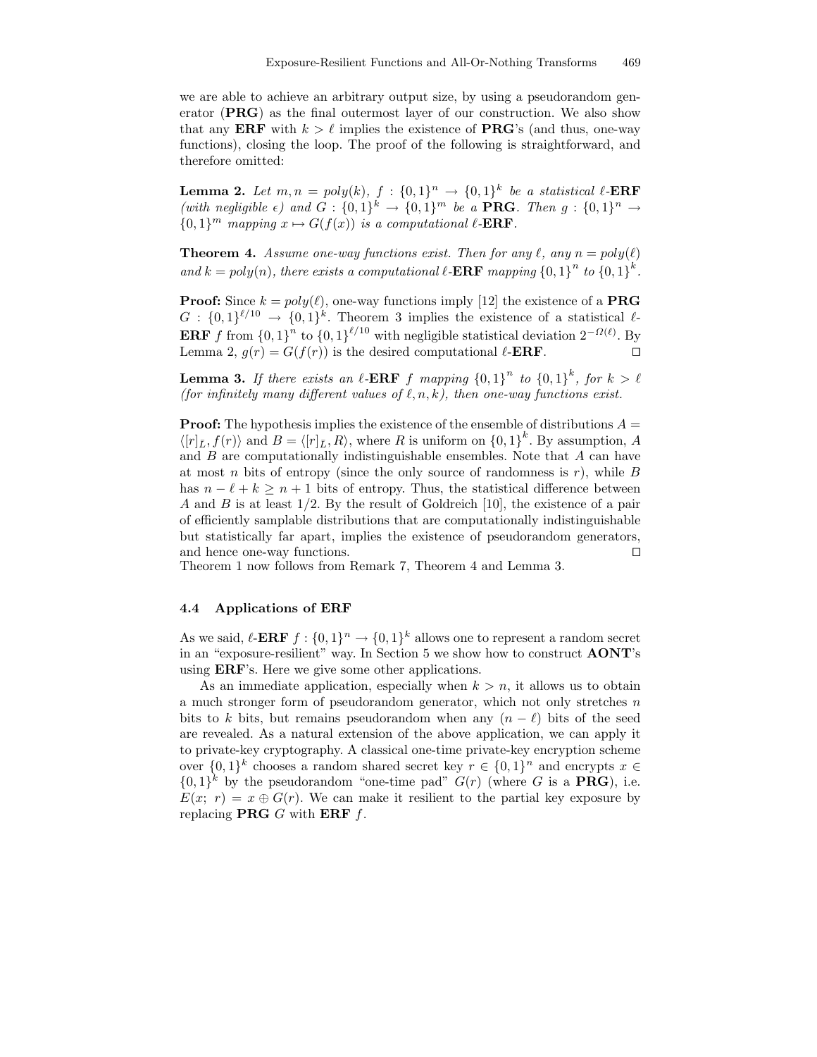we are able to achieve an arbitrary output size, by using a pseudorandom generator (**PRG**) as the final outermost layer of our construction. We also show that any **ERF** with $k > \ell$ implies the existence of **PRG**'s (and thus, one-way functions), closing the loop. The proof of the following is straightforward, and therefore omitted:

**Lemma 2.** *Let $m, n = poly(k)$, $f : \{0,1\}^n \to \{0,1\}^k$ be a statistical $\ell$-**ERF** (with negligible $\epsilon$) and $G : \{0,1\}^k \to \{0,1\}^m$ be a **PRG**. Then $g : \{0,1\}^n \to \{0,1\}^m$ mapping $x \mapsto G(f(x))$ is a computational $\ell$-**ERF**.*

**Theorem 4.** *Assume one-way functions exist. Then for any $\ell$, any $n = poly(\ell)$ and $k = poly(n)$, there exists a computational $\ell$-**ERF** mapping $\{0,1\}^n$ to $\{0,1\}^k$.*

**Proof:** Since $k = poly(\ell)$, one-way functions imply [12] the existence of a **PRG** $G : \{0,1\}^{\ell/10} \to \{0,1\}^k$. Theorem 3 implies the existence of a statistical $\ell$-**ERF** $f$ from $\{0,1\}^n$ to $\{0,1\}^{\ell/10}$ with negligible statistical deviation $2^{-\Omega(\ell)}$. By Lemma 2, $g(r) = G(f(r))$ is the desired computational $\ell$-**ERF**. □

**Lemma 3.** *If there exists an $\ell$-**ERF** $f$ mapping $\{0,1\}^n$ to $\{0,1\}^k$, for $k > \ell$ (for infinitely many different values of $\ell, n, k$), then one-way functions exist.*

**Proof:** The hypothesis implies the existence of the ensemble of distributions $A = \langle [r]_{\bar{L}}, f(r) \rangle$ and $B = \langle [r]_{\bar{L}}, R \rangle$, where $R$ is uniform on $\{0,1\}^k$. By assumption, $A$ and $B$ are computationally indistinguishable ensembles. Note that $A$ can have at most $n$ bits of entropy (since the only source of randomness is $r$), while $B$ has $n - \ell + k \geq n + 1$ bits of entropy. Thus, the statistical difference between $A$ and $B$ is at least $1/2$. By the result of Goldreich [10], the existence of a pair of efficiently samplable distributions that are computationally indistinguishable but statistically far apart, implies the existence of pseudorandom generators, and hence one-way functions. □

Theorem 1 now follows from Remark 7, Theorem 4 and Lemma 3.

### 4.4 Applications of ERF

As we said, $\ell$-**ERF** $f : \{0,1\}^n \to \{0,1\}^k$ allows one to represent a random secret in an "exposure-resilient" way. In Section 5 we show how to construct **AONT**'s using **ERF**'s. Here we give some other applications.

As an immediate application, especially when $k > n$, it allows us to obtain a much stronger form of pseudorandom generator, which not only stretches $n$ bits to $k$ bits, but remains pseudorandom when any $(n - \ell)$ bits of the seed are revealed. As a natural extension of the above application, we can apply it to private-key cryptography. A classical one-time private-key encryption scheme over $\{0,1\}^k$ chooses a random shared secret key $r \in \{0,1\}^n$ and encrypts $x \in \{0,1\}^k$ by the pseudorandom "one-time pad" $G(r)$ (where $G$ is a **PRG**), i.e. $E(x;\ r) = x \oplus G(r)$. We can make it resilient to the partial key exposure by replacing **PRG** $G$ with **ERF** $f$.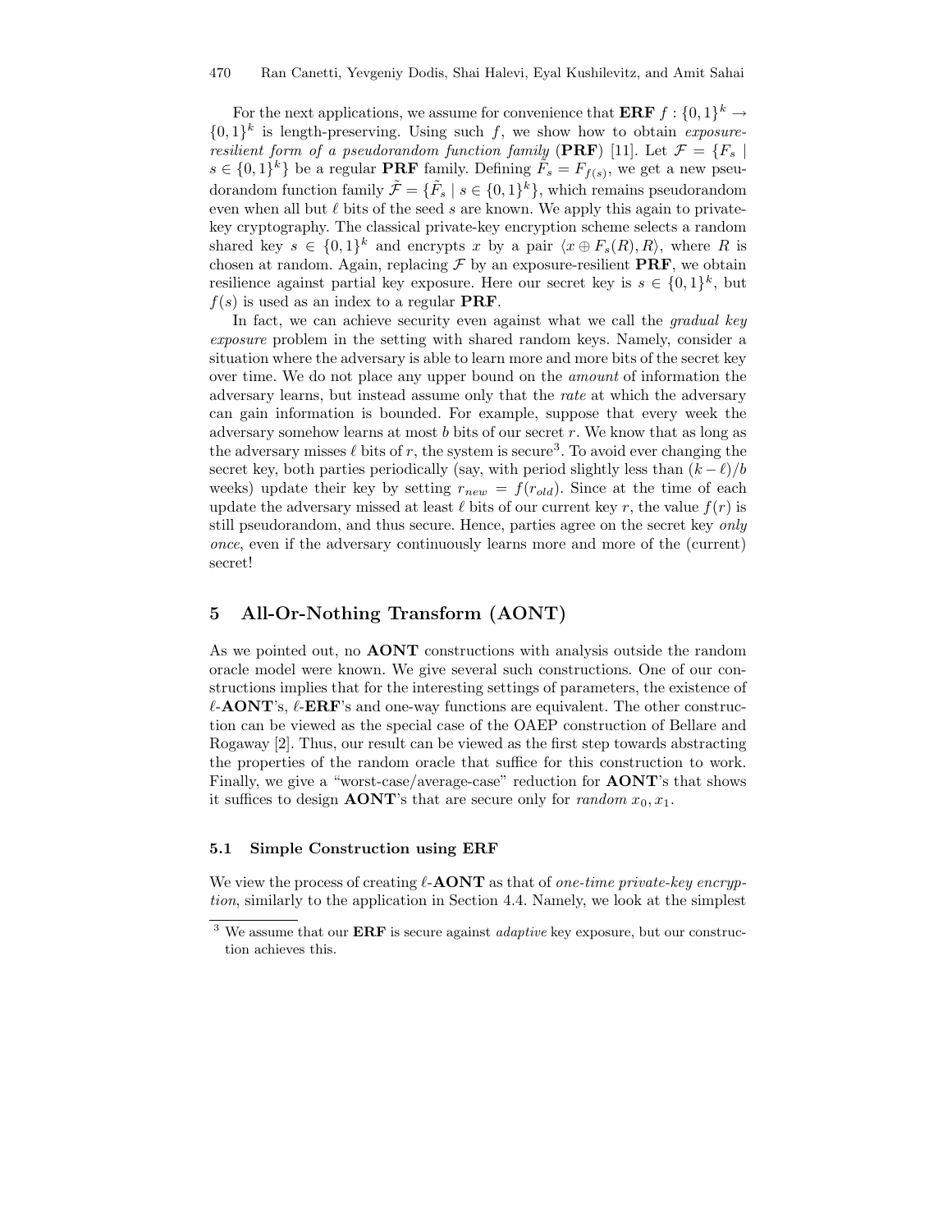For the next applications, we assume for convenience that **ERF** $f : \{0,1\}^k \to \{0,1\}^k$ is length-preserving. Using such $f$, we show how to obtain *exposure-resilient form of a pseudorandom function family* (**PRF**) [11]. Let $\mathcal{F} = \{F_s \mid s \in \{0,1\}^k\}$ be a regular **PRF** family. Defining $\tilde{F}_s = F_{f(s)}$, we get a new pseudorandom function family $\tilde{\mathcal{F}} = \{\tilde{F}_s \mid s \in \{0,1\}^k\}$, which remains pseudorandom even when all but $\ell$ bits of the seed $s$ are known. We apply this again to private-key cryptography. The classical private-key encryption scheme selects a random shared key $s \in \{0,1\}^k$ and encrypts $x$ by a pair $\langle x \oplus F_s(R), R\rangle$, where $R$ is chosen at random. Again, replacing $\mathcal{F}$ by an exposure-resilient **PRF**, we obtain resilience against partial key exposure. Here our secret key is $s \in \{0,1\}^k$, but $f(s)$ is used as an index to a regular **PRF**.

In fact, we can achieve security even against what we call the *gradual key exposure* problem in the setting with shared random keys. Namely, consider a situation where the adversary is able to learn more and more bits of the secret key over time. We do not place any upper bound on the *amount* of information the adversary learns, but instead assume only that the *rate* at which the adversary can gain information is bounded. For example, suppose that every week the adversary somehow learns at most $b$ bits of our secret $r$. We know that as long as the adversary misses $\ell$ bits of $r$, the system is secure[3]. To avoid ever changing the secret key, both parties periodically (say, with period slightly less than $(k-\ell)/b$ weeks) update their key by setting $r_{new} = f(r_{old})$. Since at the time of each update the adversary missed at least $\ell$ bits of our current key $r$, the value $f(r)$ is still pseudorandom, and thus secure. Hence, parties agree on the secret key *only once*, even if the adversary continuously learns more and more of the (current) secret!

## 5 All-Or-Nothing Transform (AONT)

As we pointed out, no **AONT** constructions with analysis outside the random oracle model were known. We give several such constructions. One of our constructions implies that for the interesting settings of parameters, the existence of $\ell$-**AONT**'s, $\ell$-**ERF**'s and one-way functions are equivalent. The other construction can be viewed as the special case of the OAEP construction of Bellare and Rogaway [2]. Thus, our result can be viewed as the first step towards abstracting the properties of the random oracle that suffice for this construction to work. Finally, we give a "worst-case/average-case" reduction for **AONT**'s that shows it suffices to design **AONT**'s that are secure only for *random* $x_0, x_1$.

### 5.1 Simple Construction using ERF

We view the process of creating $\ell$-**AONT** as that of *one-time private-key encryption*, similarly to the application in Section 4.4. Namely, we look at the simplest

[3] We assume that our **ERF** is secure against *adaptive* key exposure, but our construction achieves this.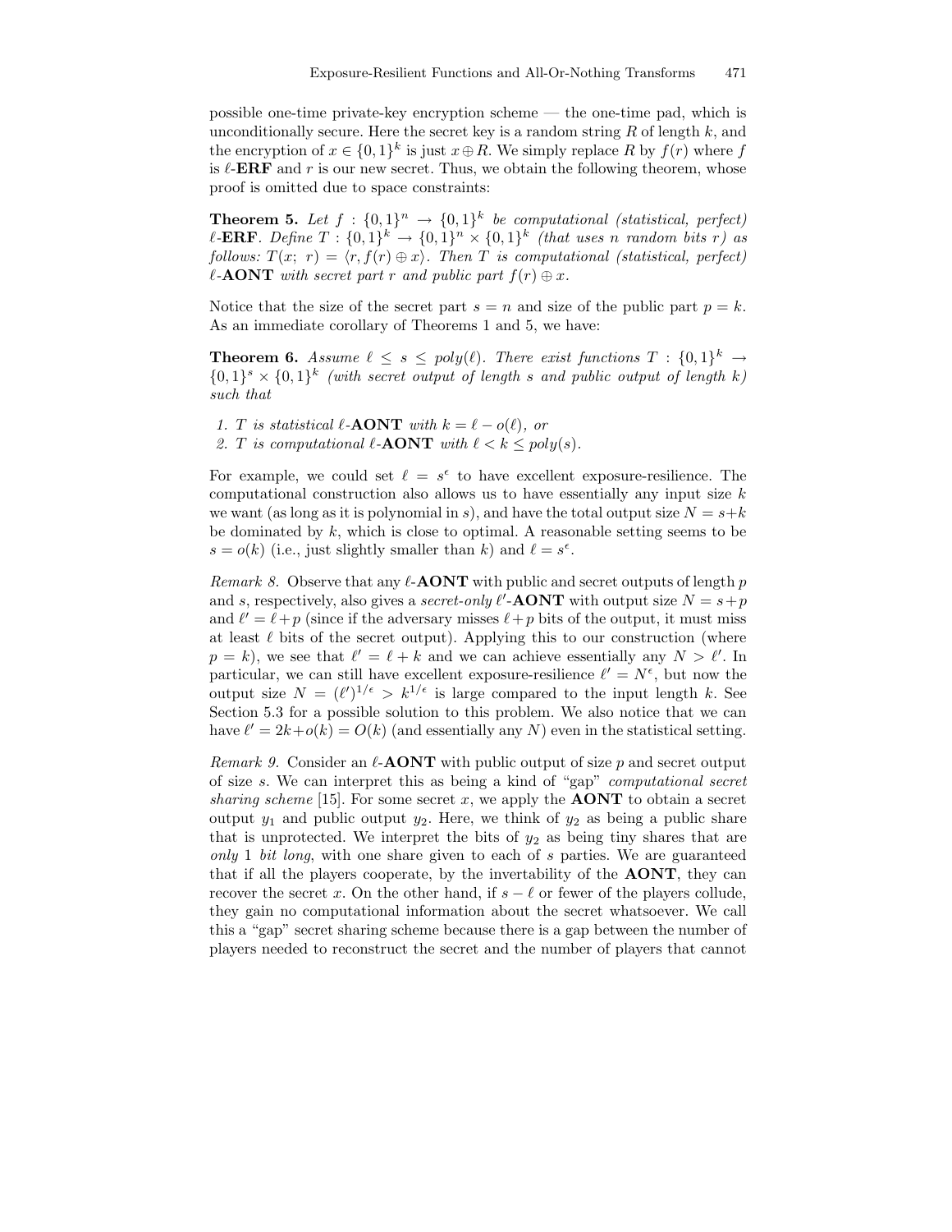possible one-time private-key encryption scheme — the one-time pad, which is unconditionally secure. Here the secret key is a random string $R$ of length $k$, and the encryption of $x \in \{0,1\}^k$ is just $x \oplus R$. We simply replace $R$ by $f(r)$ where $f$ is $\ell$-**ERF** and $r$ is our new secret. Thus, we obtain the following theorem, whose proof is omitted due to space constraints:

**Theorem 5.** *Let $f : \{0,1\}^n \to \{0,1\}^k$ be computational (statistical, perfect) $\ell$-**ERF**. Define $T : \{0,1\}^k \to \{0,1\}^n \times \{0,1\}^k$ (that uses $n$ random bits $r$) as follows: $T(x;\ r) = \langle r, f(r) \oplus x\rangle$. Then $T$ is computational (statistical, perfect) $\ell$-**AONT** with secret part $r$ and public part $f(r) \oplus x$.*

Notice that the size of the secret part $s = n$ and size of the public part $p = k$. As an immediate corollary of Theorems 1 and 5, we have:

**Theorem 6.** *Assume $\ell \leq s \leq poly(\ell)$. There exist functions $T : \{0,1\}^k \to \{0,1\}^s \times \{0,1\}^k$ (with secret output of length $s$ and public output of length $k$) such that*

1. *$T$ is statistical $\ell$-**AONT** with $k = \ell - o(\ell)$, or*
2. *$T$ is computational $\ell$-**AONT** with $\ell < k \leq poly(s)$.*

For example, we could set $\ell = s^\epsilon$ to have excellent exposure-resilience. The computational construction also allows us to have essentially any input size $k$ we want (as long as it is polynomial in $s$), and have the total output size $N = s+k$ be dominated by $k$, which is close to optimal. A reasonable setting seems to be $s = o(k)$ (i.e., just slightly smaller than $k$) and $\ell = s^\epsilon$.

*Remark 8.* Observe that any $\ell$-**AONT** with public and secret outputs of length $p$ and $s$, respectively, also gives a *secret-only* $\ell'$-**AONT** with output size $N = s+p$ and $\ell' = \ell + p$ (since if the adversary misses $\ell + p$ bits of the output, it must miss at least $\ell$ bits of the secret output). Applying this to our construction (where $p = k$), we see that $\ell' = \ell + k$ and we can achieve essentially any $N > \ell'$. In particular, we can still have excellent exposure-resilience $\ell' = N^\epsilon$, but now the output size $N = (\ell')^{1/\epsilon} > k^{1/\epsilon}$ is large compared to the input length $k$. See Section 5.3 for a possible solution to this problem. We also notice that we can have $\ell' = 2k + o(k) = O(k)$ (and essentially any $N$) even in the statistical setting.

*Remark 9.* Consider an $\ell$-**AONT** with public output of size $p$ and secret output of size $s$. We can interpret this as being a kind of "gap" *computational secret sharing scheme* [15]. For some secret $x$, we apply the **AONT** to obtain a secret output $y_1$ and public output $y_2$. Here, we think of $y_2$ as being a public share that is unprotected. We interpret the bits of $y_2$ as being tiny shares that are *only* 1 *bit long*, with one share given to each of $s$ parties. We are guaranteed that if all the players cooperate, by the invertability of the **AONT**, they can recover the secret $x$. On the other hand, if $s - \ell$ or fewer of the players collude, they gain no computational information about the secret whatsoever. We call this a "gap" secret sharing scheme because there is a gap between the number of players needed to reconstruct the secret and the number of players that cannot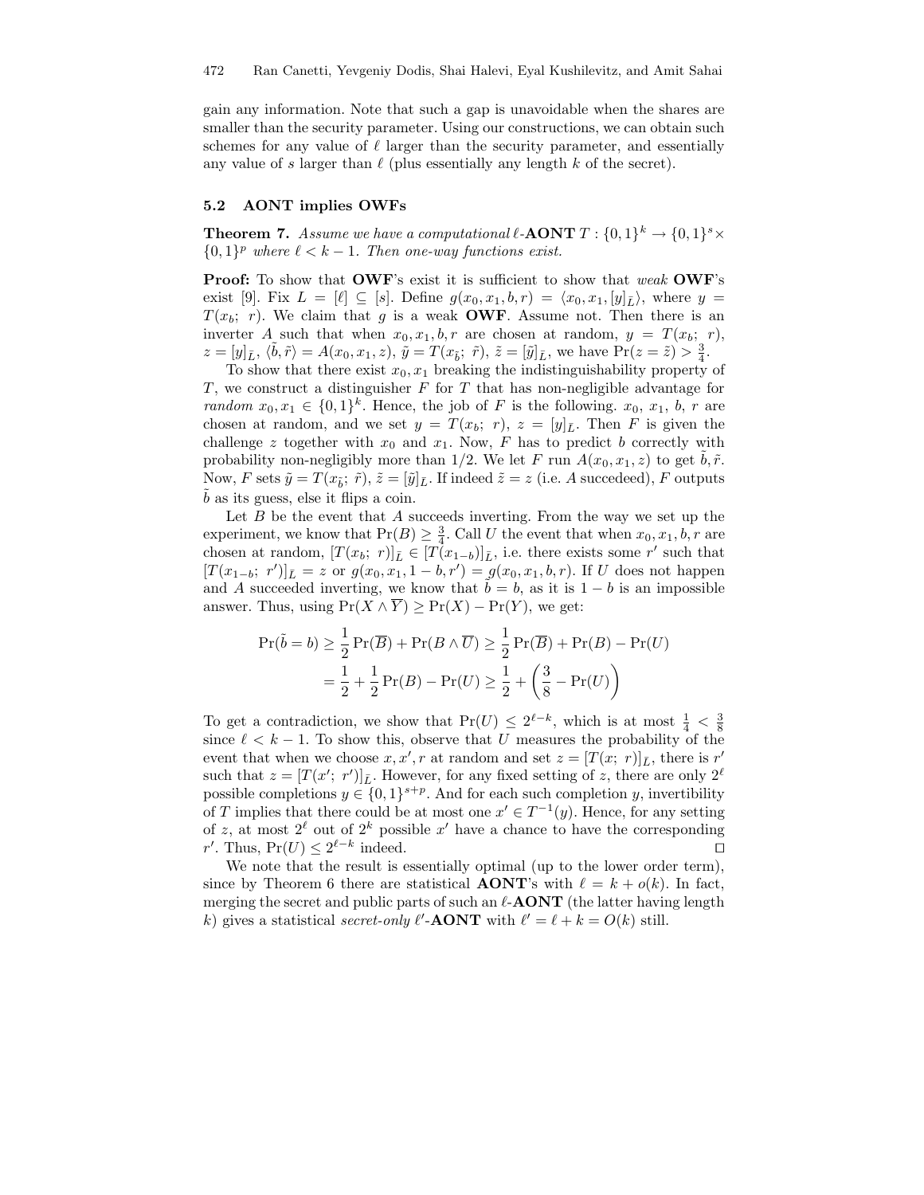gain any information. Note that such a gap is unavoidable when the shares are smaller than the security parameter. Using our constructions, we can obtain such schemes for any value of $\ell$ larger than the security parameter, and essentially any value of $s$ larger than $\ell$ (plus essentially any length $k$ of the secret).

### 5.2 AONT implies OWFs

**Theorem 7.** *Assume we have a computational $\ell$-***AONT** *$T : \{0,1\}^k \to \{0,1\}^s \times \{0,1\}^p$ where $\ell < k - 1$. Then one-way functions exist.*

**Proof:** To show that **OWF**'s exist it is sufficient to show that *weak* **OWF**'s exist [9]. Fix $L = [\ell] \subseteq [s]$. Define $g(x_0, x_1, b, r) = \langle x_0, x_1, [y]_{\bar{L}} \rangle$, where $y = T(x_b;\ r)$. We claim that $g$ is a weak **OWF**. Assume not. Then there is an inverter $A$ such that when $x_0, x_1, b, r$ are chosen at random, $y = T(x_b;\ r)$, $z = [y]_{\bar{L}}$, $\langle \tilde{b}, \tilde{r} \rangle = A(x_0, x_1, z)$, $\tilde{y} = T(x_{\tilde{b}};\ \tilde{r})$, $\tilde{z} = [\tilde{y}]_{\bar{L}}$, we have $\Pr(z = \tilde{z}) > \frac{3}{4}$.

To show that there exist $x_0, x_1$ breaking the indistinguishability property of $T$, we construct a distinguisher $F$ for $T$ that has non-negligible advantage for *random* $x_0, x_1 \in \{0,1\}^k$. Hence, the job of $F$ is the following. $x_0$, $x_1$, $b$, $r$ are chosen at random, and we set $y = T(x_b;\ r)$, $z = [y]_{\bar{L}}$. Then $F$ is given the challenge $z$ together with $x_0$ and $x_1$. Now, $F$ has to predict $b$ correctly with probability non-negligibly more than 1/2. We let $F$ run $A(x_0, x_1, z)$ to get $\tilde{b}, \tilde{r}$. Now, $F$ sets $\tilde{y} = T(x_{\tilde{b}};\ \tilde{r})$, $\tilde{z} = [\tilde{y}]_{\bar{L}}$. If indeed $\tilde{z} = z$ (i.e. $A$ succeeded), $F$ outputs $\tilde{b}$ as its guess, else it flips a coin.

Let $B$ be the event that $A$ succeeds inverting. From the way we set up the experiment, we know that $\Pr(B) \geq \frac{3}{4}$. Call $U$ the event that when $x_0, x_1, b, r$ are chosen at random, $[T(x_b;\ r)]_{\bar{L}} \in [T(x_{1-b})]_{\bar{L}}$, i.e. there exists some $r'$ such that $[T(x_{1-b};\ r')]_{\bar{L}} = z$ or $g(x_0, x_1, 1-b, r') = g(x_0, x_1, b, r)$. If $U$ does not happen and $A$ succeeded inverting, we know that $\tilde{b} = b$, as it is $1 - b$ is an impossible answer. Thus, using $\Pr(X \wedge \overline{Y}) \geq \Pr(X) - \Pr(Y)$, we get:

$$\Pr(\tilde{b} = b) \geq \frac{1}{2}\Pr(\overline{B}) + \Pr(B \wedge \overline{U}) \geq \frac{1}{2}\Pr(\overline{B}) + \Pr(B) - \Pr(U)$$
$$= \frac{1}{2} + \frac{1}{2}\Pr(B) - \Pr(U) \geq \frac{1}{2} + \left(\frac{3}{8} - \Pr(U)\right)$$

To get a contradiction, we show that $\Pr(U) \leq 2^{\ell - k}$, which is at most $\frac{1}{4} < \frac{3}{8}$ since $\ell < k - 1$. To show this, observe that $U$ measures the probability of the event that when we choose $x, x', r$ at random and set $z = [T(x;\ r)]_{\bar{L}}$, there is $r'$ such that $z = [T(x';\ r')]_{\bar{L}}$. However, for any fixed setting of $z$, there are only $2^\ell$ possible completions $y \in \{0,1\}^{s+p}$. And for each such completion $y$, invertibility of $T$ implies that there could be at most one $x' \in T^{-1}(y)$. Hence, for any setting of $z$, at most $2^\ell$ out of $2^k$ possible $x'$ have a chance to have the corresponding $r'$. Thus, $\Pr(U) \leq 2^{\ell - k}$ indeed. □

We note that the result is essentially optimal (up to the lower order term), since by Theorem 6 there are statistical **AONT**'s with $\ell = k + o(k)$. In fact, merging the secret and public parts of such an $\ell$-**AONT** (the latter having length $k$) gives a statistical *secret-only* $\ell'$-**AONT** with $\ell' = \ell + k = O(k)$ still.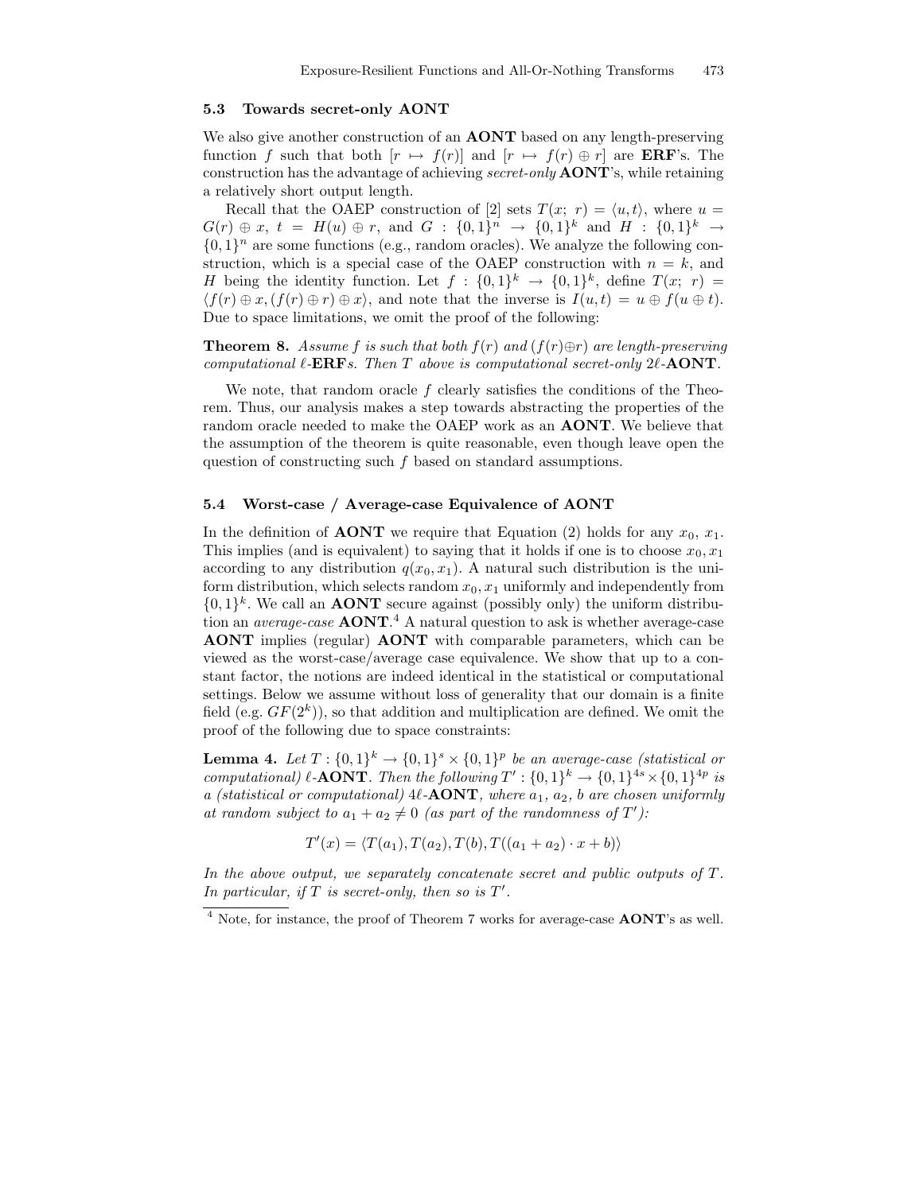### 5.3 Towards secret-only AONT

We also give another construction of an **AONT** based on any length-preserving function $f$ such that both $[r \mapsto f(r)]$ and $[r \mapsto f(r) \oplus r]$ are **ERF**'s. The construction has the advantage of achieving *secret-only* **AONT**'s, while retaining a relatively short output length.

Recall that the OAEP construction of [2] sets $T(x;\ r) = \langle u, t\rangle$, where $u = G(r) \oplus x$, $t = H(u) \oplus r$, and $G : \{0,1\}^n \to \{0,1\}^k$ and $H : \{0,1\}^k \to \{0,1\}^n$ are some functions (e.g., random oracles). We analyze the following construction, which is a special case of the OAEP construction with $n = k$, and $H$ being the identity function. Let $f : \{0,1\}^k \to \{0,1\}^k$, define $T(x;\ r) = \langle f(r) \oplus x, (f(r) \oplus r) \oplus x\rangle$, and note that the inverse is $I(u,t) = u \oplus f(u \oplus t)$. Due to space limitations, we omit the proof of the following:

**Theorem 8.** *Assume $f$ is such that both $f(r)$ and $(f(r) \oplus r)$ are length-preserving computational $\ell$-**ERF**s. Then $T$ above is computational secret-only $2\ell$-**AONT**.*

We note, that random oracle $f$ clearly satisfies the conditions of the Theorem. Thus, our analysis makes a step towards abstracting the properties of the random oracle needed to make the OAEP work as an **AONT**. We believe that the assumption of the theorem is quite reasonable, even though leave open the question of constructing such $f$ based on standard assumptions.

### 5.4 Worst-case / Average-case Equivalence of AONT

In the definition of **AONT** we require that Equation (2) holds for any $x_0$, $x_1$. This implies (and is equivalent) to saying that it holds if one is to choose $x_0, x_1$ according to any distribution $q(x_0, x_1)$. A natural such distribution is the uniform distribution, which selects random $x_0, x_1$ uniformly and independently from $\{0,1\}^k$. We call an **AONT** secure against (possibly only) the uniform distribution an *average-case* **AONT**.[4] A natural question to ask is whether average-case **AONT** implies (regular) **AONT** with comparable parameters, which can be viewed as the worst-case/average case equivalence. We show that up to a constant factor, the notions are indeed identical in the statistical or computational settings. Below we assume without loss of generality that our domain is a finite field (e.g. $GF(2^k)$), so that addition and multiplication are defined. We omit the proof of the following due to space constraints:

**Lemma 4.** *Let $T : \{0,1\}^k \to \{0,1\}^s \times \{0,1\}^p$ be an average-case (statistical or computational) $\ell$-**AONT**. Then the following $T' : \{0,1\}^k \to \{0,1\}^{4s} \times \{0,1\}^{4p}$ is a (statistical or computational) $4\ell$-**AONT**, where $a_1$, $a_2$, $b$ are chosen uniformly at random subject to $a_1 + a_2 \neq 0$ (as part of the randomness of $T'$):*

$$T'(x) = \langle T(a_1), T(a_2), T(b), T((a_1 + a_2) \cdot x + b)\rangle$$

*In the above output, we separately concatenate secret and public outputs of $T$. In particular, if $T$ is secret-only, then so is $T'$.*

[4] Note, for instance, the proof of Theorem 7 works for average-case **AONT**'s as well.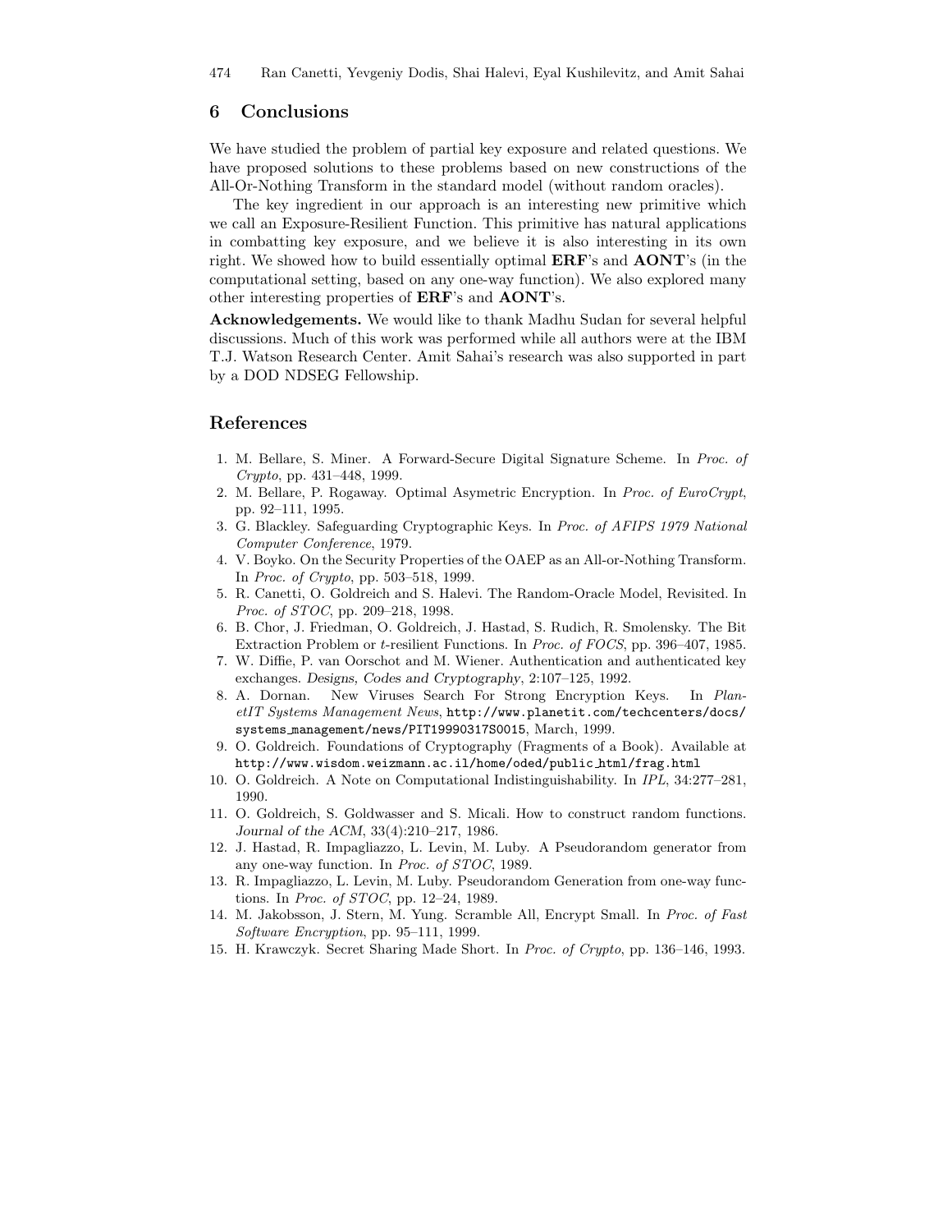## 6 Conclusions

We have studied the problem of partial key exposure and related questions. We have proposed solutions to these problems based on new constructions of the All-Or-Nothing Transform in the standard model (without random oracles).

The key ingredient in our approach is an interesting new primitive which we call an Exposure-Resilient Function. This primitive has natural applications in combatting key exposure, and we believe it is also interesting in its own right. We showed how to build essentially optimal **ERF**'s and **AONT**'s (in the computational setting, based on any one-way function). We also explored many other interesting properties of **ERF**'s and **AONT**'s.

**Acknowledgements.** We would like to thank Madhu Sudan for several helpful discussions. Much of this work was performed while all authors were at the IBM T.J. Watson Research Center. Amit Sahai's research was also supported in part by a DOD NDSEG Fellowship.

## References

1. M. Bellare, S. Miner. A Forward-Secure Digital Signature Scheme. In *Proc. of Crypto*, pp. 431–448, 1999.
2. M. Bellare, P. Rogaway. Optimal Asymetric Encryption. In *Proc. of EuroCrypt*, pp. 92–111, 1995.
3. G. Blackley. Safeguarding Cryptographic Keys. In *Proc. of AFIPS 1979 National Computer Conference*, 1979.
4. V. Boyko. On the Security Properties of the OAEP as an All-or-Nothing Transform. In *Proc. of Crypto*, pp. 503–518, 1999.
5. R. Canetti, O. Goldreich and S. Halevi. The Random-Oracle Model, Revisited. In *Proc. of STOC*, pp. 209–218, 1998.
6. B. Chor, J. Friedman, O. Goldreich, J. Hastad, S. Rudich, R. Smolensky. The Bit Extraction Problem or $t$-resilient Functions. In *Proc. of FOCS*, pp. 396–407, 1985.
7. W. Diffie, P. van Oorschot and M. Wiener. Authentication and authenticated key exchanges. *Designs, Codes and Cryptography*, 2:107–125, 1992.
8. A. Dornan. New Viruses Search For Strong Encryption Keys. In *PlanetIT Systems Management News*, `http://www.planetit.com/techcenters/docs/systems_management/news/PIT19990317S0015`, March, 1999.
9. O. Goldreich. Foundations of Cryptography (Fragments of a Book). Available at `http://www.wisdom.weizmann.ac.il/home/oded/public_html/frag.html`
10. O. Goldreich. A Note on Computational Indistinguishability. In *IPL*, 34:277–281, 1990.
11. O. Goldreich, S. Goldwasser and S. Micali. How to construct random functions. *Journal of the ACM*, 33(4):210–217, 1986.
12. J. Hastad, R. Impagliazzo, L. Levin, M. Luby. A Pseudorandom generator from any one-way function. In *Proc. of STOC*, 1989.
13. R. Impagliazzo, L. Levin, M. Luby. Pseudorandom Generation from one-way functions. In *Proc. of STOC*, pp. 12–24, 1989.
14. M. Jakobsson, J. Stern, M. Yung. Scramble All, Encrypt Small. In *Proc. of Fast Software Encryption*, pp. 95–111, 1999.
15. H. Krawczyk. Secret Sharing Made Short. In *Proc. of Crypto*, pp. 136–146, 1993.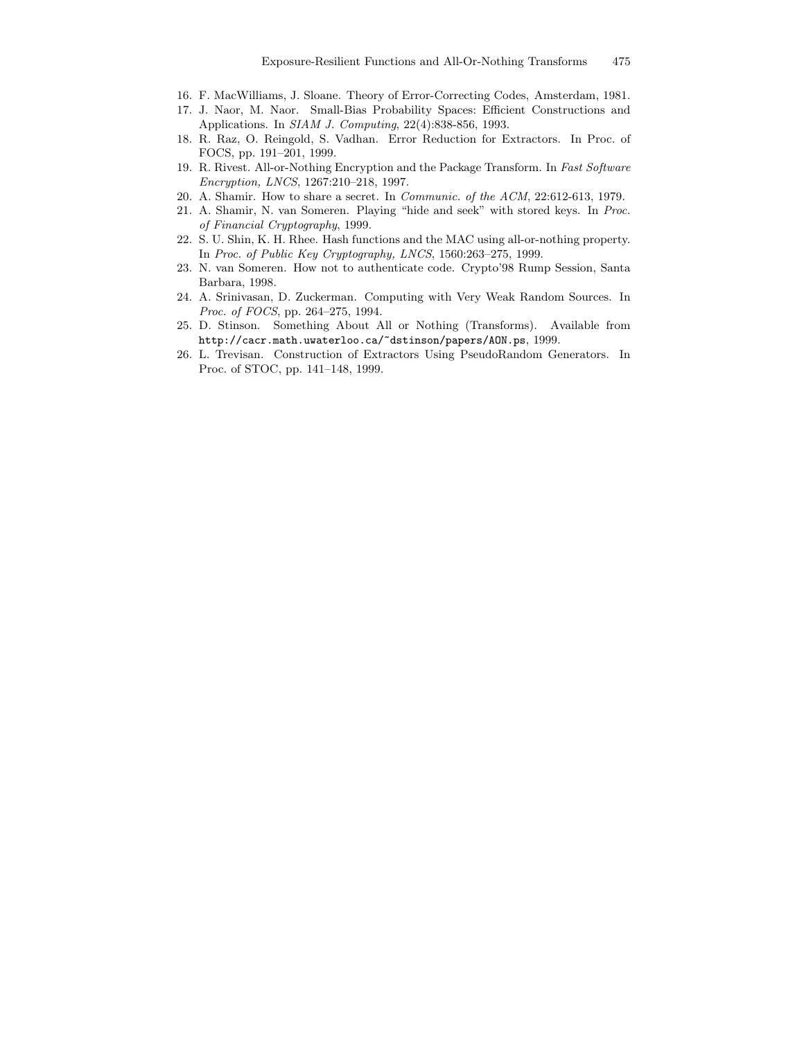16. F. MacWilliams, J. Sloane. Theory of Error-Correcting Codes, Amsterdam, 1981.
17. J. Naor, M. Naor. Small-Bias Probability Spaces: Efficient Constructions and Applications. In *SIAM J. Computing*, 22(4):838-856, 1993.
18. R. Raz, O. Reingold, S. Vadhan. Error Reduction for Extractors. In Proc. of FOCS, pp. 191–201, 1999.
19. R. Rivest. All-or-Nothing Encryption and the Package Transform. In *Fast Software Encryption, LNCS*, 1267:210–218, 1997.
20. A. Shamir. How to share a secret. In *Communic. of the ACM*, 22:612-613, 1979.
21. A. Shamir, N. van Someren. Playing "hide and seek" with stored keys. In *Proc. of Financial Cryptography*, 1999.
22. S. U. Shin, K. H. Rhee. Hash functions and the MAC using all-or-nothing property. In *Proc. of Public Key Cryptography, LNCS*, 1560:263–275, 1999.
23. N. van Someren. How not to authenticate code. Crypto'98 Rump Session, Santa Barbara, 1998.
24. A. Srinivasan, D. Zuckerman. Computing with Very Weak Random Sources. In *Proc. of FOCS*, pp. 264–275, 1994.
25. D. Stinson. Something About All or Nothing (Transforms). Available from `http://cacr.math.uwaterloo.ca/~dstinson/papers/AON.ps`, 1999.
26. L. Trevisan. Construction of Extractors Using PseudoRandom Generators. In Proc. of STOC, pp. 141–148, 1999.